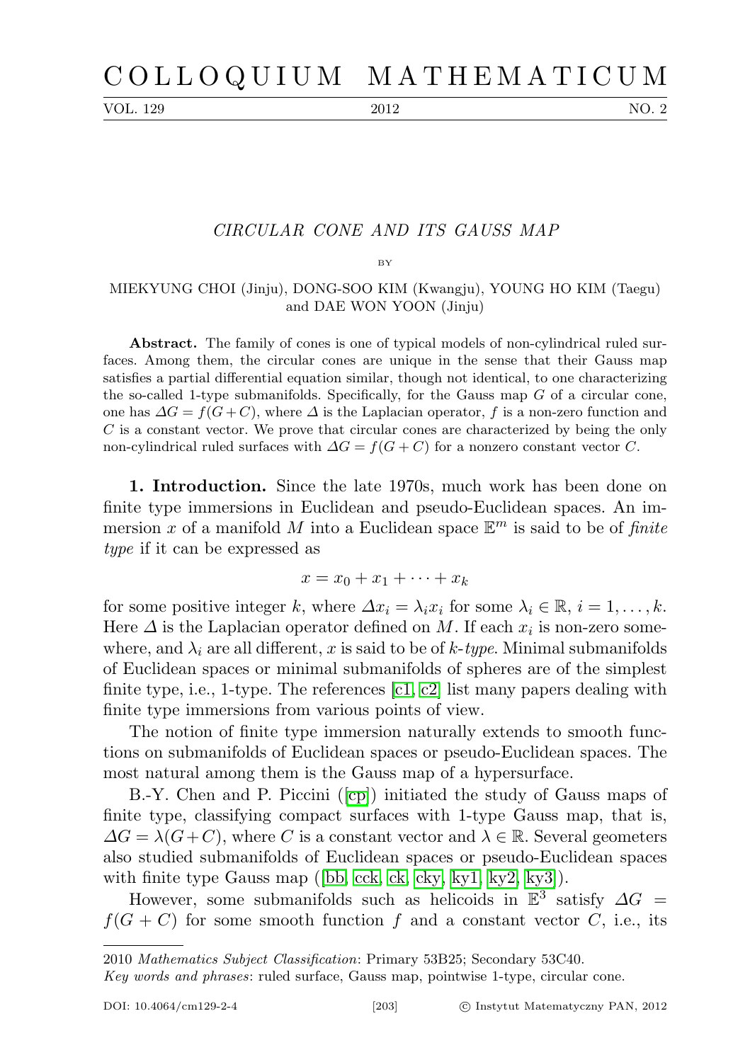# CIRCULAR CONE AND ITS GAUSS MAP

BY

MIEKYUNG CHOI (Jinju), DONG-SOO KIM (Kwangju), YOUNG HO KIM (Taegu) and DAE WON YOON (Jinju)

**Abstract.** The family of cones is one of typical models of non-cylindrical ruled surfaces. Among them, the circular cones are unique in the sense that their Gauss map satisfies a partial differential equation similar, though not identical, to one characterizing the so-called 1-type submanifolds. Specifically, for the Gauss map $G$ of a circular cone, one has $\Delta G = f(G + C)$, where $\Delta$ is the Laplacian operator, $f$ is a non-zero function and $C$ is a constant vector. We prove that circular cones are characterized by being the only non-cylindrical ruled surfaces with $\Delta G = f(G + C)$ for a nonzero constant vector $C$.

**1. Introduction.** Since the late 1970s, much work has been done on finite type immersions in Euclidean and pseudo-Euclidean spaces. An immersion $x$ of a manifold $M$ into a Euclidean space $\mathbb{E}^m$ is said to be of *finite type* if it can be expressed as

$$x = x_0 + x_1 + \cdots + x_k$$

for some positive integer $k$, where $\Delta x_i = \lambda_i x_i$ for some $\lambda_i \in \mathbb{R}$, $i = 1, \ldots, k$. Here $\Delta$ is the Laplacian operator defined on $M$. If each $x_i$ is non-zero somewhere, and $\lambda_i$ are all different, $x$ is said to be of *k-type*. Minimal submanifolds of Euclidean spaces or minimal submanifolds of spheres are of the simplest finite type, i.e., 1-type. The references [c1, c2] list many papers dealing with finite type immersions from various points of view.

The notion of finite type immersion naturally extends to smooth functions on submanifolds of Euclidean spaces or pseudo-Euclidean spaces. The most natural among them is the Gauss map of a hypersurface.

B.-Y. Chen and P. Piccini ([cp]) initiated the study of Gauss maps of finite type, classifying compact surfaces with 1-type Gauss map, that is, $\Delta G = \lambda(G + C)$, where $C$ is a constant vector and $\lambda \in \mathbb{R}$. Several geometers also studied submanifolds of Euclidean spaces or pseudo-Euclidean spaces with finite type Gauss map ([bb, cck, ck, cky, ky1, ky2, ky3]).

However, some submanifolds such as helicoids in $\mathbb{E}^3$ satisfy $\Delta G = f(G + C)$ for some smooth function $f$ and a constant vector $C$, i.e., its

---

2010 *Mathematics Subject Classification*: Primary 53B25; Secondary 53C40.

*Key words and phrases*: ruled surface, Gauss map, pointwise 1-type, circular cone.

DOI: 10.4064/cm129-2-4 © Instytut Matematyczny PAN, 2012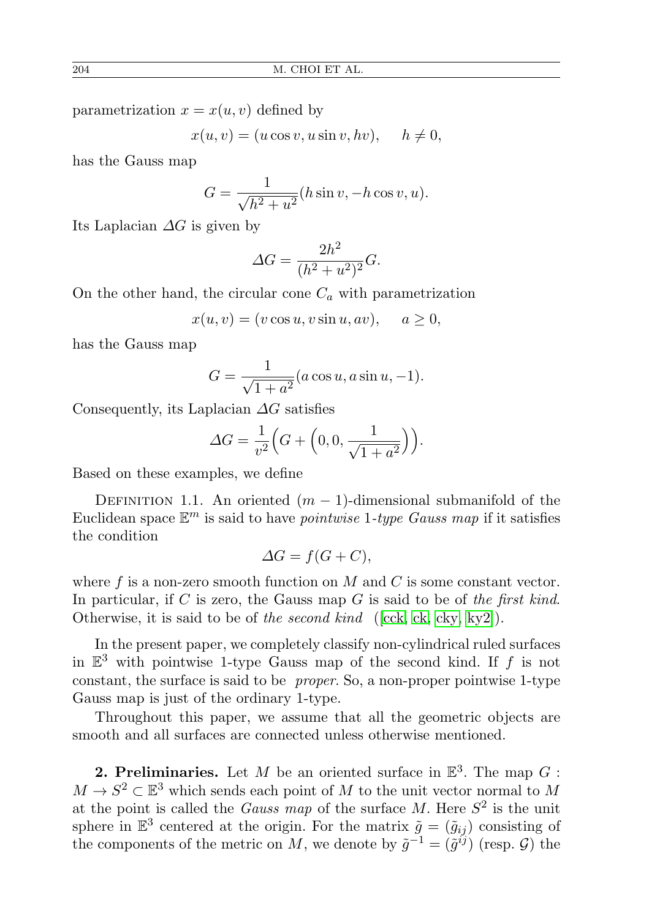parametrization $x = x(u, v)$ defined by

$$x(u, v) = (u \cos v, u \sin v, hv), \quad h \neq 0,$$

has the Gauss map

$$G = \frac{1}{\sqrt{h^2 + u^2}}(h \sin v, -h \cos v, u).$$

Its Laplacian $\Delta G$ is given by

$$\Delta G = \frac{2h^2}{(h^2 + u^2)^2} G.$$

On the other hand, the circular cone $C_a$ with parametrization

$$x(u, v) = (v \cos u, v \sin u, av), \quad a \geq 0,$$

has the Gauss map

$$G = \frac{1}{\sqrt{1 + a^2}}(a \cos u, a \sin u, -1).$$

Consequently, its Laplacian $\Delta G$ satisfies

$$\Delta G = \frac{1}{v^2}\Big(G + \Big(0, 0, \frac{1}{\sqrt{1 + a^2}}\Big)\Big).$$

Based on these examples, we define

Definition 1.1. An oriented $(m-1)$-dimensional submanifold of the Euclidean space $\mathbb{E}^m$ is said to have *pointwise* 1*-type Gauss map* if it satisfies the condition

$$\Delta G = f(G + C),$$

where $f$ is a non-zero smooth function on $M$ and $C$ is some constant vector. In particular, if $C$ is zero, the Gauss map $G$ is said to be of *the first kind*. Otherwise, it is said to be of *the second kind* ([cck, ck, cky, ky2]).

In the present paper, we completely classify non-cylindrical ruled surfaces in $\mathbb{E}^3$ with pointwise 1-type Gauss map of the second kind. If $f$ is not constant, the surface is said to be *proper*. So, a non-proper pointwise 1-type Gauss map is just of the ordinary 1-type.

Throughout this paper, we assume that all the geometric objects are smooth and all surfaces are connected unless otherwise mentioned.

**2. Preliminaries.** Let $M$ be an oriented surface in $\mathbb{E}^3$. The map $G : M \to S^2 \subset \mathbb{E}^3$ which sends each point of $M$ to the unit vector normal to $M$ at the point is called the *Gauss map* of the surface $M$. Here $S^2$ is the unit sphere in $\mathbb{E}^3$ centered at the origin. For the matrix $\tilde{g} = (\tilde{g}_{ij})$ consisting of the components of the metric on $M$, we denote by $\tilde{g}^{-1} = (\tilde{g}^{ij})$ (resp. $\mathcal{G}$) the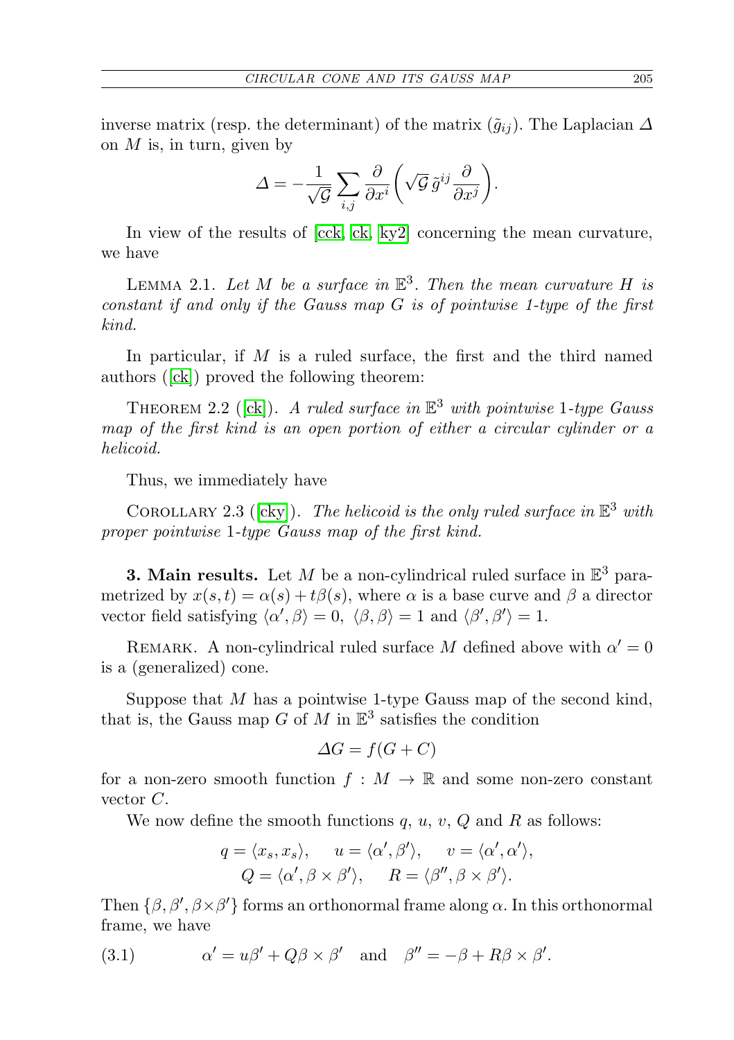inverse matrix (resp. the determinant) of the matrix $(\tilde{g}_{ij})$. The Laplacian $\Delta$ on $M$ is, in turn, given by

$$\Delta = -\frac{1}{\sqrt{\mathcal{G}}} \sum_{i,j} \frac{\partial}{\partial x^i}\left(\sqrt{\mathcal{G}}\, \tilde{g}^{ij} \frac{\partial}{\partial x^j}\right).$$

In view of the results of [cck, ck, ky2] concerning the mean curvature, we have

Lemma 2.1. *Let $M$ be a surface in $\mathbb{E}^3$. Then the mean curvature $H$ is constant if and only if the Gauss map $G$ is of pointwise 1-type of the first kind.*

In particular, if $M$ is a ruled surface, the first and the third named authors ([ck]) proved the following theorem:

Theorem 2.2 ([ck]). *A ruled surface in $\mathbb{E}^3$ with pointwise 1-type Gauss map of the first kind is an open portion of either a circular cylinder or a helicoid.*

Thus, we immediately have

Corollary 2.3 ([cky]). *The helicoid is the only ruled surface in $\mathbb{E}^3$ with proper pointwise 1-type Gauss map of the first kind.*

**3. Main results.** Let $M$ be a non-cylindrical ruled surface in $\mathbb{E}^3$ parametrized by $x(s,t) = \alpha(s) + t\beta(s)$, where $\alpha$ is a base curve and $\beta$ a director vector field satisfying $\langle \alpha', \beta \rangle = 0$, $\langle \beta, \beta \rangle = 1$ and $\langle \beta', \beta' \rangle = 1$.

Remark. A non-cylindrical ruled surface $M$ defined above with $\alpha' = 0$ is a (generalized) cone.

Suppose that $M$ has a pointwise 1-type Gauss map of the second kind, that is, the Gauss map $G$ of $M$ in $\mathbb{E}^3$ satisfies the condition

$$\Delta G = f(G + C)$$

for a non-zero smooth function $f : M \to \mathbb{R}$ and some non-zero constant vector $C$.

We now define the smooth functions $q$, $u$, $v$, $Q$ and $R$ as follows:

$$q = \langle x_s, x_s \rangle, \quad u = \langle \alpha', \beta' \rangle, \quad v = \langle \alpha', \alpha' \rangle,$$
$$Q = \langle \alpha', \beta \times \beta' \rangle, \quad R = \langle \beta'', \beta \times \beta' \rangle.$$

Then $\{\beta, \beta', \beta \times \beta'\}$ forms an orthonormal frame along $\alpha$. In this orthonormal frame, we have

$$\alpha' = u\beta' + Q\beta \times \beta' \quad \text{and} \quad \beta'' = -\beta + R\beta \times \beta'. \tag{3.1}$$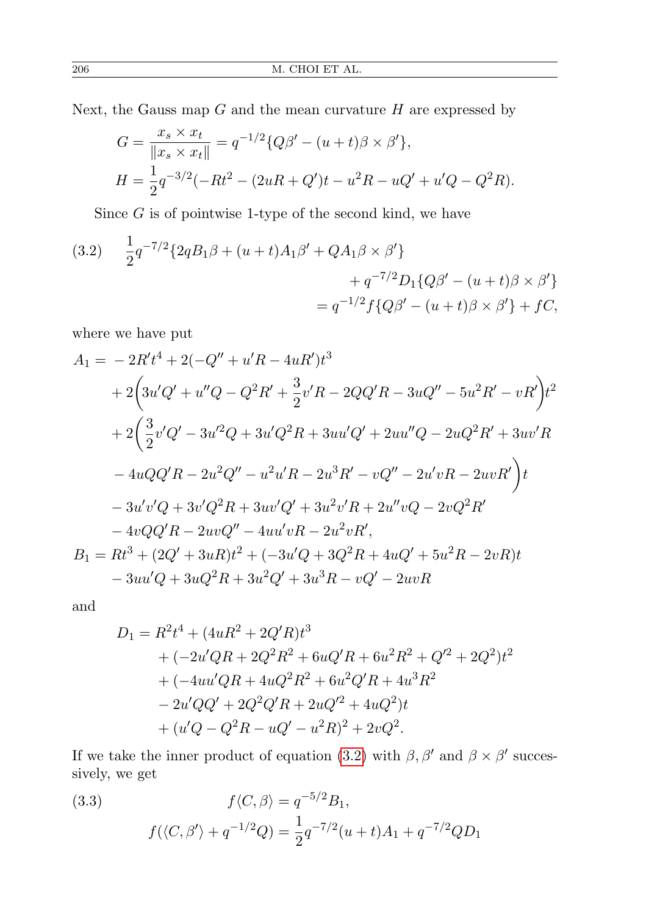Next, the Gauss map $G$ and the mean curvature $H$ are expressed by

$$G = \frac{x_s \times x_t}{\|x_s \times x_t\|} = q^{-1/2}\{Q\beta' - (u+t)\beta \times \beta'\},$$

$$H = \frac{1}{2}q^{-3/2}(-Rt^2 - (2uR + Q')t - u^2R - uQ' + u'Q - Q^2R).$$

Since $G$ is of pointwise 1-type of the second kind, we have

$$\begin{aligned}
(3.2) \qquad \frac{1}{2}q^{-7/2}\{2qB_1\beta + (u+t)A_1\beta' + QA_1\beta \times \beta'\} \\
+ q^{-7/2}D_1\{Q\beta' - (u+t)\beta \times \beta'\} \\
= q^{-1/2}f\{Q\beta' - (u+t)\beta \times \beta'\} + fC,
\end{aligned}$$

where we have put

$$\begin{aligned}
A_1 =& -2R't^4 + 2(-Q'' + u'R - 4uR')t^3 \\
&+ 2\Big(3u'Q' + u''Q - Q^2R' + \frac{3}{2}v'R - 2QQ'R - 3uQ'' - 5u^2R' - vR'\Big)t^2 \\
&+ 2\Big(\frac{3}{2}v'Q' - 3u'^2Q + 3u'Q^2R + 3uu'Q' + 2uu''Q - 2uQ^2R' + 3uv'R \\
&- 4uQQ'R - 2u^2Q'' - u^2u'R - 2u^3R' - vQ'' - 2u'vR - 2uvR'\Big)t \\
&- 3u'v'Q + 3v'Q^2R + 3uv'Q' + 3u^2v'R + 2u''vQ - 2vQ^2R' \\
&- 4vQQ'R - 2uvQ'' - 4uu'vR - 2u^2vR', \\
B_1 =& Rt^3 + (2Q' + 3uR)t^2 + (-3u'Q + 3Q^2R + 4uQ' + 5u^2R - 2vR)t \\
&- 3uu'Q + 3uQ^2R + 3u^2Q' + 3u^3R - vQ' - 2uvR
\end{aligned}$$

and

$$\begin{aligned}
D_1 =& R^2t^4 + (4uR^2 + 2Q'R)t^3 \\
&+ (-2u'QR + 2Q^2R^2 + 6uQ'R + 6u^2R^2 + Q'^2 + 2Q^2)t^2 \\
&+ (-4uu'QR + 4uQ^2R^2 + 6u^2Q'R + 4u^3R^2 \\
&- 2u'QQ' + 2Q^2Q'R + 2uQ'^2 + 4uQ^2)t \\
&+ (u'Q - Q^2R - uQ' - u^2R)^2 + 2vQ^2.
\end{aligned}$$

If we take the inner product of equation (3.2) with $\beta, \beta'$ and $\beta \times \beta'$ successively, we get

$$\begin{aligned}
(3.3) \qquad & f\langle C, \beta\rangle = q^{-5/2}B_1, \\
& f(\langle C, \beta'\rangle + q^{-1/2}Q) = \frac{1}{2}q^{-7/2}(u+t)A_1 + q^{-7/2}QD_1
\end{aligned}$$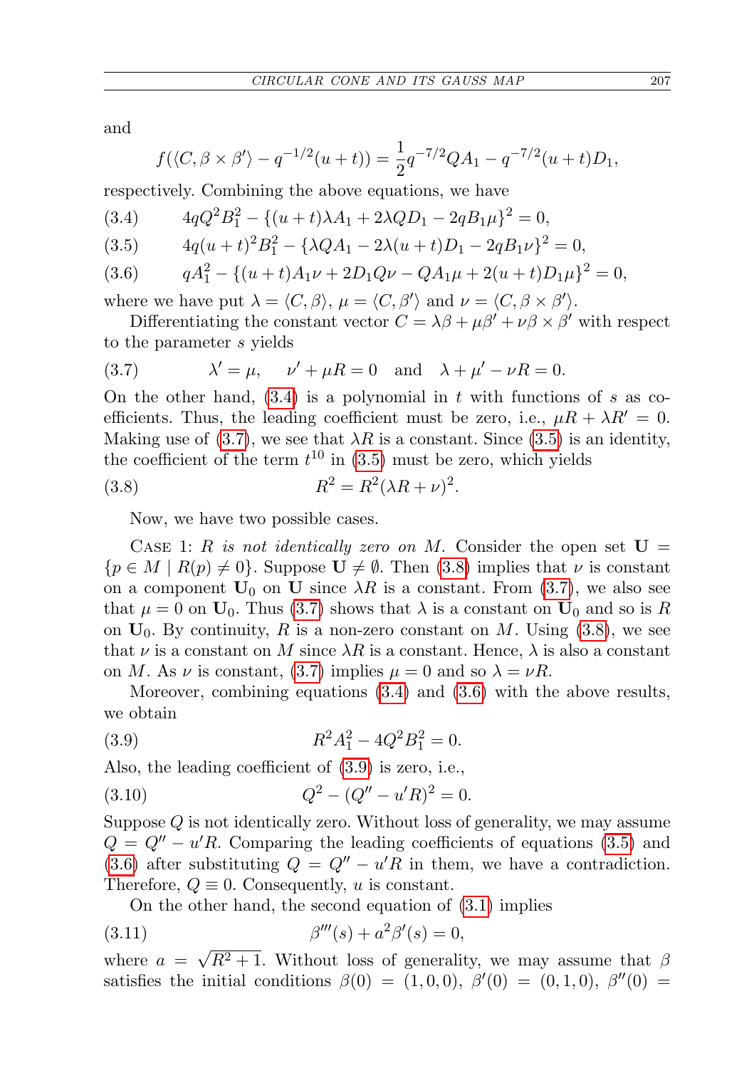and

$$f(\langle C, \beta \times \beta' \rangle - q^{-1/2}(u+t)) = \frac{1}{2} q^{-7/2} Q A_1 - q^{-7/2}(u+t) D_1,$$

respectively. Combining the above equations, we have

$$4qQ^2 B_1^2 - \{(u+t)\lambda A_1 + 2\lambda Q D_1 - 2q B_1 \mu\}^2 = 0, \tag{3.4}$$

$$4q(u+t)^2 B_1^2 - \{\lambda Q A_1 - 2\lambda (u+t) D_1 - 2q B_1 \nu\}^2 = 0, \tag{3.5}$$

$$qA_1^2 - \{(u+t) A_1 \nu + 2 D_1 Q \nu - Q A_1 \mu + 2(u+t) D_1 \mu\}^2 = 0, \tag{3.6}$$

where we have put $\lambda = \langle C, \beta \rangle$, $\mu = \langle C, \beta' \rangle$ and $\nu = \langle C, \beta \times \beta' \rangle$.

Differentiating the constant vector $C = \lambda \beta + \mu \beta' + \nu \beta \times \beta'$ with respect to the parameter $s$ yields

$$\lambda' = \mu, \quad \nu' + \mu R = 0 \quad \text{and} \quad \lambda + \mu' - \nu R = 0. \tag{3.7}$$

On the other hand, (3.4) is a polynomial in $t$ with functions of $s$ as coefficients. Thus, the leading coefficient must be zero, i.e., $\mu R + \lambda R' = 0$. Making use of (3.7), we see that $\lambda R$ is a constant. Since (3.5) is an identity, the coefficient of the term $t^{10}$ in (3.5) must be zero, which yields

$$R^2 = R^2(\lambda R + \nu)^2. \tag{3.8}$$

Now, we have two possible cases.

Case 1: *$R$ is not identically zero on $M$.* Consider the open set $\mathbf{U} = \{p \in M \mid R(p) \neq 0\}$. Suppose $\mathbf{U} \neq \emptyset$. Then (3.8) implies that $\nu$ is constant on a component $\mathbf{U}_0$ on $\mathbf{U}$ since $\lambda R$ is a constant. From (3.7), we also see that $\mu = 0$ on $\mathbf{U}_0$. Thus (3.7) shows that $\lambda$ is a constant on $\mathbf{U}_0$ and so is $R$ on $\mathbf{U}_0$. By continuity, $R$ is a non-zero constant on $M$. Using (3.8), we see that $\nu$ is a constant on $M$ since $\lambda R$ is a constant. Hence, $\lambda$ is also a constant on $M$. As $\nu$ is constant, (3.7) implies $\mu = 0$ and so $\lambda = \nu R$.

Moreover, combining equations (3.4) and (3.6) with the above results, we obtain

$$R^2 A_1^2 - 4Q^2 B_1^2 = 0. \tag{3.9}$$

Also, the leading coefficient of (3.9) is zero, i.e.,

$$Q^2 - (Q'' - u'R)^2 = 0. \tag{3.10}$$

Suppose $Q$ is not identically zero. Without loss of generality, we may assume $Q = Q'' - u'R$. Comparing the leading coefficients of equations (3.5) and (3.6) after substituting $Q = Q'' - u'R$ in them, we have a contradiction. Therefore, $Q \equiv 0$. Consequently, $u$ is constant.

On the other hand, the second equation of (3.1) implies

$$\beta'''(s) + a^2 \beta'(s) = 0, \tag{3.11}$$

where $a = \sqrt{R^2 + 1}$. Without loss of generality, we may assume that $\beta$ satisfies the initial conditions $\beta(0) = (1, 0, 0)$, $\beta'(0) = (0, 1, 0)$, $\beta''(0) =$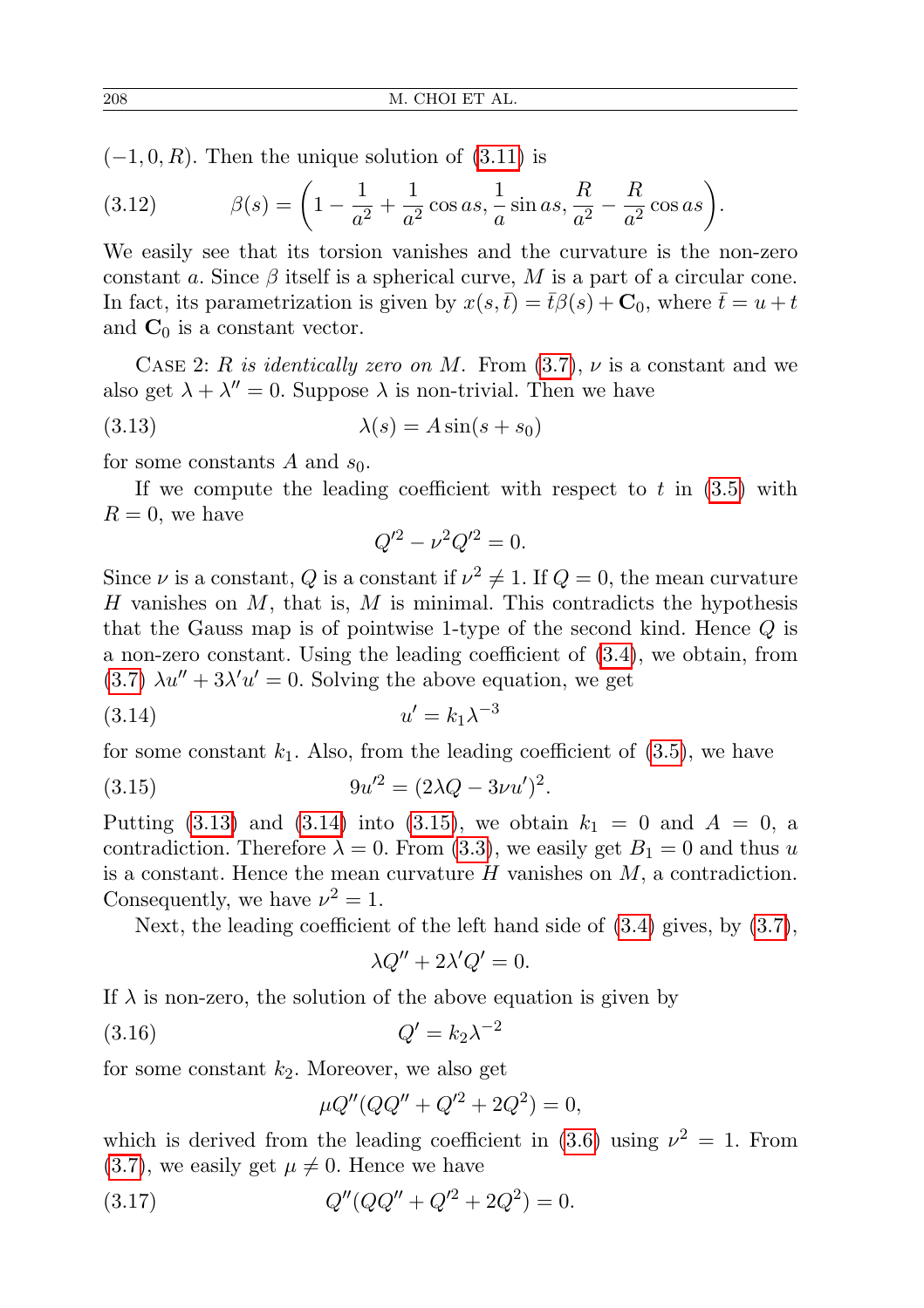$(-1, 0, R)$. Then the unique solution of (3.11) is

$$\beta(s) = \left(1 - \frac{1}{a^2} + \frac{1}{a^2}\cos as, \frac{1}{a}\sin as, \frac{R}{a^2} - \frac{R}{a^2}\cos as\right). \tag{3.12}$$

We easily see that its torsion vanishes and the curvature is the non-zero constant $a$. Since $\beta$ itself is a spherical curve, $M$ is a part of a circular cone. In fact, its parametrization is given by $x(s, \bar{t}) = \bar{t}\beta(s) + \mathbf{C}_0$, where $\bar{t} = u + t$ and $\mathbf{C}_0$ is a constant vector.

Case 2: *$R$ is identically zero on $M$.* From (3.7), $\nu$ is a constant and we also get $\lambda + \lambda'' = 0$. Suppose $\lambda$ is non-trivial. Then we have

$$\lambda(s) = A\sin(s + s_0) \tag{3.13}$$

for some constants $A$ and $s_0$.

If we compute the leading coefficient with respect to $t$ in (3.5) with $R = 0$, we have

$$Q'^2 - \nu^2 Q'^2 = 0.$$

Since $\nu$ is a constant, $Q$ is a constant if $\nu^2 \neq 1$. If $Q = 0$, the mean curvature $H$ vanishes on $M$, that is, $M$ is minimal. This contradicts the hypothesis that the Gauss map is of pointwise 1-type of the second kind. Hence $Q$ is a non-zero constant. Using the leading coefficient of (3.4), we obtain, from (3.7) $\lambda u'' + 3\lambda' u' = 0$. Solving the above equation, we get

$$u' = k_1\lambda^{-3} \tag{3.14}$$

for some constant $k_1$. Also, from the leading coefficient of (3.5), we have

$$9u'^2 = (2\lambda Q - 3\nu u')^2. \tag{3.15}$$

Putting (3.13) and (3.14) into (3.15), we obtain $k_1 = 0$ and $A = 0$, a contradiction. Therefore $\lambda = 0$. From (3.3), we easily get $B_1 = 0$ and thus $u$ is a constant. Hence the mean curvature $H$ vanishes on $M$, a contradiction. Consequently, we have $\nu^2 = 1$.

Next, the leading coefficient of the left hand side of (3.4) gives, by (3.7),

$$\lambda Q'' + 2\lambda' Q' = 0.$$

If $\lambda$ is non-zero, the solution of the above equation is given by

$$Q' = k_2\lambda^{-2} \tag{3.16}$$

for some constant $k_2$. Moreover, we also get

$$\mu Q''(QQ'' + Q'^2 + 2Q^2) = 0,$$

which is derived from the leading coefficient in (3.6) using $\nu^2 = 1$. From (3.7), we easily get $\mu \neq 0$. Hence we have

$$Q''(QQ'' + Q'^2 + 2Q^2) = 0. \tag{3.17}$$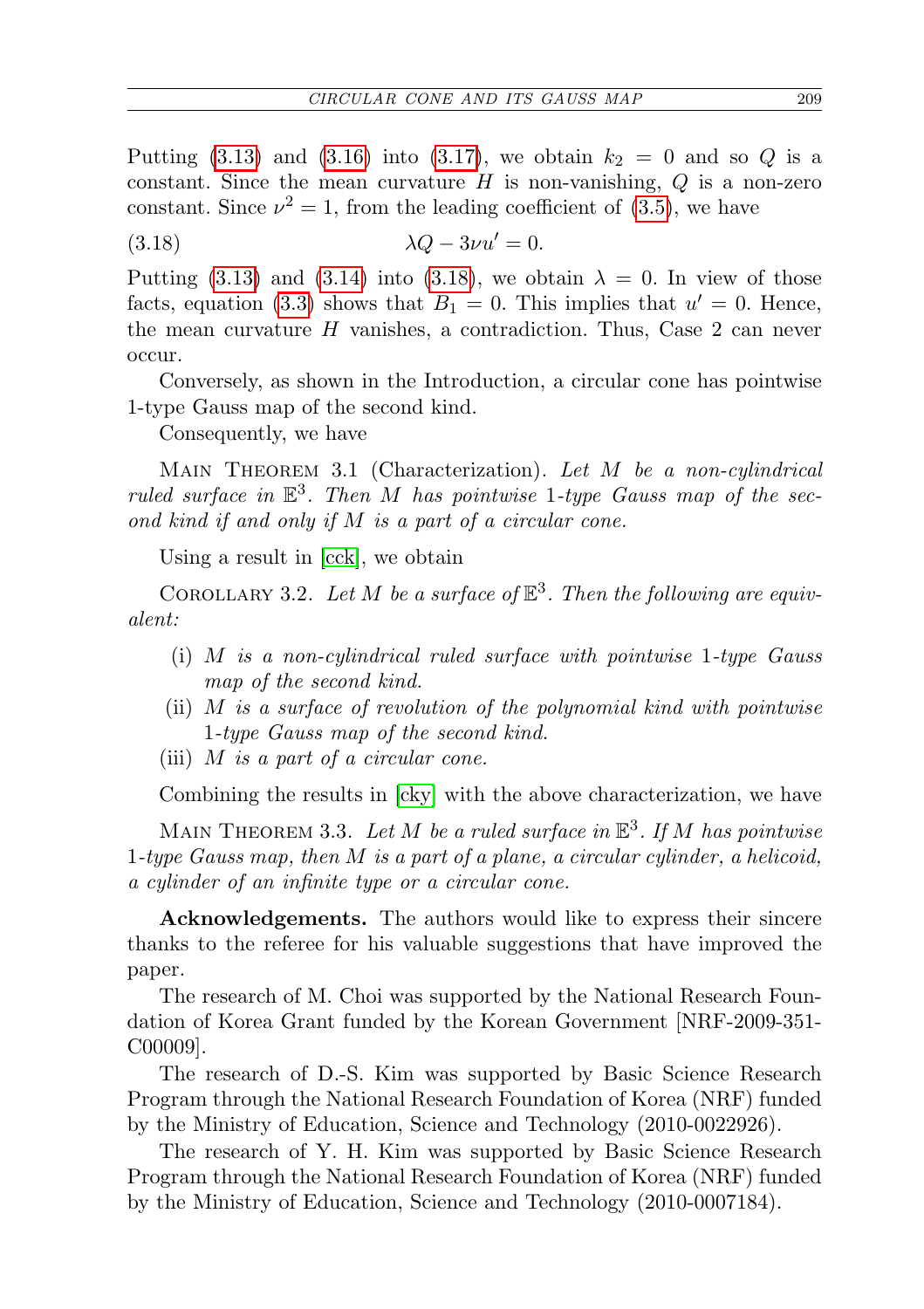Putting (3.13) and (3.16) into (3.17), we obtain $k_2 = 0$ and so $Q$ is a constant. Since the mean curvature $H$ is non-vanishing, $Q$ is a non-zero constant. Since $\nu^2 = 1$, from the leading coefficient of (3.5), we have

$$\lambda Q - 3\nu u' = 0. \tag{3.18}$$

Putting (3.13) and (3.14) into (3.18), we obtain $\lambda = 0$. In view of those facts, equation (3.3) shows that $B_1 = 0$. This implies that $u' = 0$. Hence, the mean curvature $H$ vanishes, a contradiction. Thus, Case 2 can never occur.

Conversely, as shown in the Introduction, a circular cone has pointwise 1-type Gauss map of the second kind.

Consequently, we have

Main Theorem 3.1 (Characterization). *Let $M$ be a non-cylindrical ruled surface in $\mathbb{E}^3$. Then $M$ has pointwise 1-type Gauss map of the second kind if and only if $M$ is a part of a circular cone.*

Using a result in [cck], we obtain

Corollary 3.2. *Let $M$ be a surface of $\mathbb{E}^3$. Then the following are equivalent:*

- (i) *$M$ is a non-cylindrical ruled surface with pointwise 1-type Gauss map of the second kind.*
- (ii) *$M$ is a surface of revolution of the polynomial kind with pointwise 1-type Gauss map of the second kind.*
- (iii) *$M$ is a part of a circular cone.*

Combining the results in [cky] with the above characterization, we have

Main Theorem 3.3. *Let $M$ be a ruled surface in $\mathbb{E}^3$. If $M$ has pointwise 1-type Gauss map, then $M$ is a part of a plane, a circular cylinder, a helicoid, a cylinder of an infinite type or a circular cone.*

**Acknowledgements.** The authors would like to express their sincere thanks to the referee for his valuable suggestions that have improved the paper.

The research of M. Choi was supported by the National Research Foundation of Korea Grant funded by the Korean Government [NRF-2009-351-C00009].

The research of D.-S. Kim was supported by Basic Science Research Program through the National Research Foundation of Korea (NRF) funded by the Ministry of Education, Science and Technology (2010-0022926).

The research of Y. H. Kim was supported by Basic Science Research Program through the National Research Foundation of Korea (NRF) funded by the Ministry of Education, Science and Technology (2010-0007184).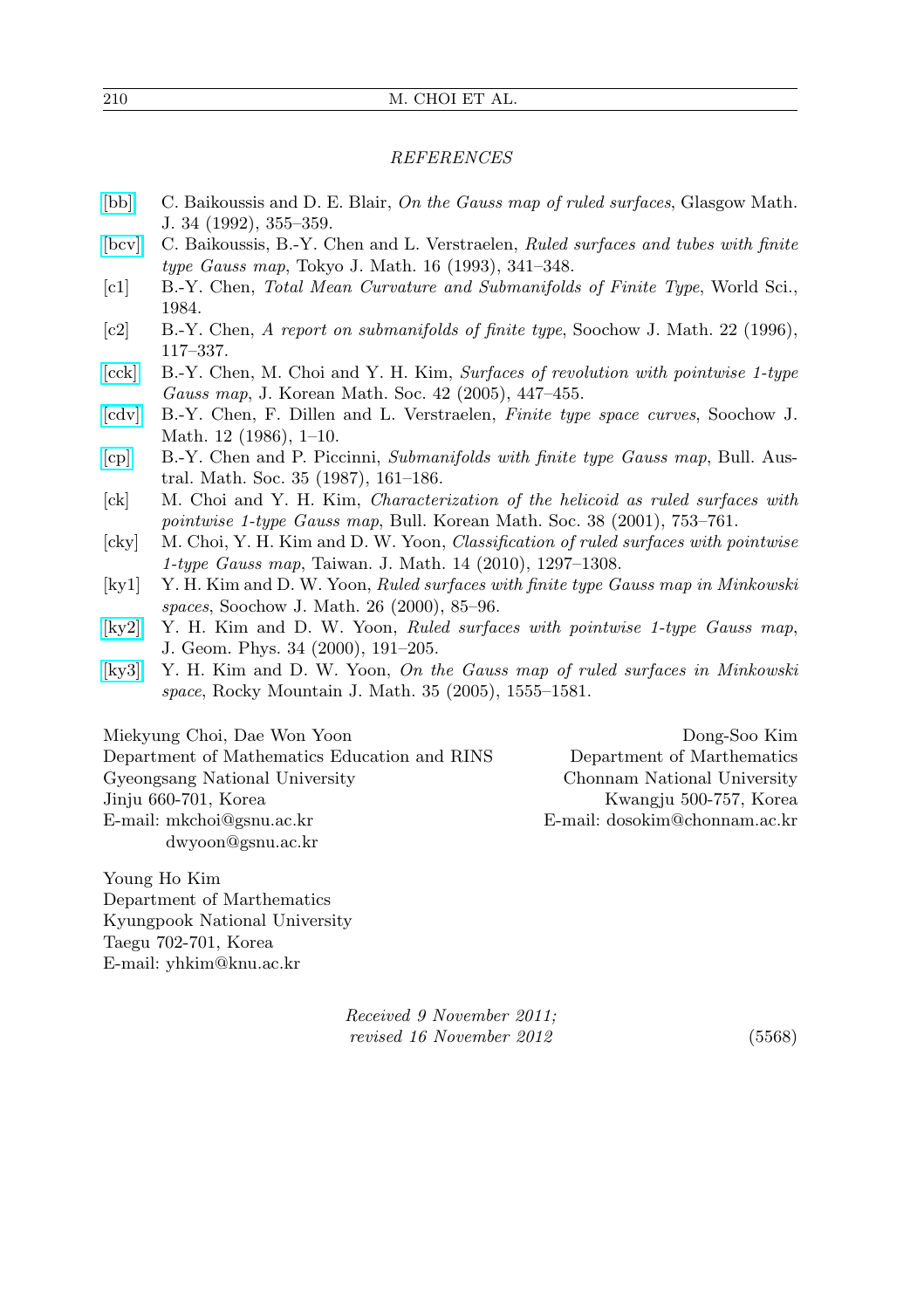## *REFERENCES*

- [bb] C. Baikoussis and D. E. Blair, *On the Gauss map of ruled surfaces*, Glasgow Math. J. 34 (1992), 355–359.
- [bcv] C. Baikoussis, B.-Y. Chen and L. Verstraelen, *Ruled surfaces and tubes with finite type Gauss map*, Tokyo J. Math. 16 (1993), 341–348.
- [c1] B.-Y. Chen, *Total Mean Curvature and Submanifolds of Finite Type*, World Sci., 1984.
- [c2] B.-Y. Chen, *A report on submanifolds of finite type*, Soochow J. Math. 22 (1996), 117–337.
- [cck] B.-Y. Chen, M. Choi and Y. H. Kim, *Surfaces of revolution with pointwise 1-type Gauss map*, J. Korean Math. Soc. 42 (2005), 447–455.
- [cdv] B.-Y. Chen, F. Dillen and L. Verstraelen, *Finite type space curves*, Soochow J. Math. 12 (1986), 1–10.
- [cp] B.-Y. Chen and P. Piccinni, *Submanifolds with finite type Gauss map*, Bull. Austral. Math. Soc. 35 (1987), 161–186.
- [ck] M. Choi and Y. H. Kim, *Characterization of the helicoid as ruled surfaces with pointwise 1-type Gauss map*, Bull. Korean Math. Soc. 38 (2001), 753–761.
- [cky] M. Choi, Y. H. Kim and D. W. Yoon, *Classification of ruled surfaces with pointwise 1-type Gauss map*, Taiwan. J. Math. 14 (2010), 1297–1308.
- [ky1] Y. H. Kim and D. W. Yoon, *Ruled surfaces with finite type Gauss map in Minkowski spaces*, Soochow J. Math. 26 (2000), 85–96.
- [ky2] Y. H. Kim and D. W. Yoon, *Ruled surfaces with pointwise 1-type Gauss map*, J. Geom. Phys. 34 (2000), 191–205.
- [ky3] Y. H. Kim and D. W. Yoon, *On the Gauss map of ruled surfaces in Minkowski space*, Rocky Mountain J. Math. 35 (2005), 1555–1581.

Miekyung Choi, Dae Won Yoon
Department of Mathematics Education and RINS
Gyeongsang National University
Jinju 660-701, Korea
E-mail: mkchoi@gsnu.ac.kr
dwyoon@gsnu.ac.kr

Dong-Soo Kim
Department of Marthematics
Chonnam National University
Kwangju 500-757, Korea
E-mail: dosokim@chonnam.ac.kr

Young Ho Kim
Department of Marthematics
Kyungpook National University
Taegu 702-701, Korea
E-mail: yhkim@knu.ac.kr

*Received 9 November 2011;*
*revised 16 November 2012*

(5568)